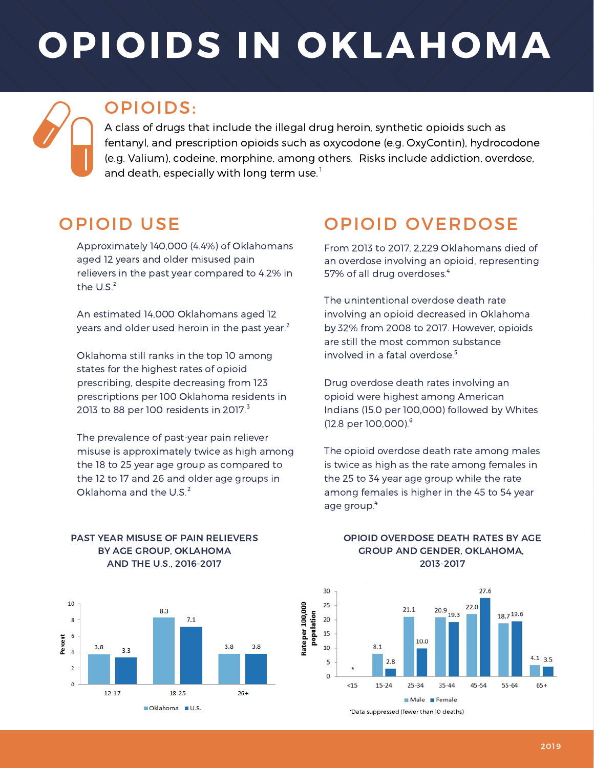# OPIOIDS IN OKLAHOMA

## OPIOIDS:

A class of drugs that include the illegal drug heroin, synthetic opioids such as fentanyl, and prescription opioids such as oxycodone (e.g. OxyContin), hydrocodone (e.g. Valium), codeine, morphine, among others. Risks include addiction, overdose, and death, especially with long term use.[1]

## OPIOID USE

Approximately 140,000 (4.4%) of Oklahomans aged 12 years and older misused pain relievers in the past year compared to 4.2% in the U.S.[2]

An estimated 14,000 Oklahomans aged 12 years and older used heroin in the past year.[2]

Oklahoma still ranks in the top 10 among states for the highest rates of opioid prescribing, despite decreasing from 123 prescriptions per 100 Oklahoma residents in 2013 to 88 per 100 residents in 2017.[3]

The prevalence of past-year pain reliever misuse is approximately twice as high among the 18 to 25 year age group as compared to the 12 to 17 and 26 and older age groups in Oklahoma and the U.S.[2]

## OPIOID OVERDOSE

From 2013 to 2017, 2,229 Oklahomans died of an overdose involving an opioid, representing 57% of all drug overdoses.[4]

The unintentional overdose death rate involving an opioid decreased in Oklahoma by 32% from 2008 to 2017. However, opioids are still the most common substance involved in a fatal overdose.[5]

Drug overdose death rates involving an opioid were highest among American Indians (15.0 per 100,000) followed by Whites (12.8 per 100,000).[6]

The opioid overdose death rate among males is twice as high as the rate among females in the 25 to 34 year age group while the rate among females is higher in the 45 to 54 year age group.[4]

### PAST YEAR MISUSE OF PAIN RELIEVERS BY AGE GROUP, OKLAHOMA AND THE U.S., 2016-2017

| Age group | Oklahoma (Percent) | U.S. (Percent) |
|---|---|---|
| 12-17 | 3.8 | 3.3 |
| 18-25 | 8.3 | 7.1 |
| 26+ | 3.8 | 3.8 |

### OPIOID OVERDOSE DEATH RATES BY AGE GROUP AND GENDER, OKLAHOMA, 2013-2017

| Age group | Male (Rate per 100,000 population) | Female (Rate per 100,000 population) |
|---|---|---|
| <15 | * | * |
| 15-24 | 8.1 | 2.8 |
| 25-34 | 21.1 | 10.0 |
| 35-44 | 20.9 | 19.3 |
| 45-54 | 22.0 | 27.6 |
| 55-64 | 18.7 | 19.6 |
| 65+ | 4.1 | 3.5 |

*Data suppressed (fewer than 10 deaths)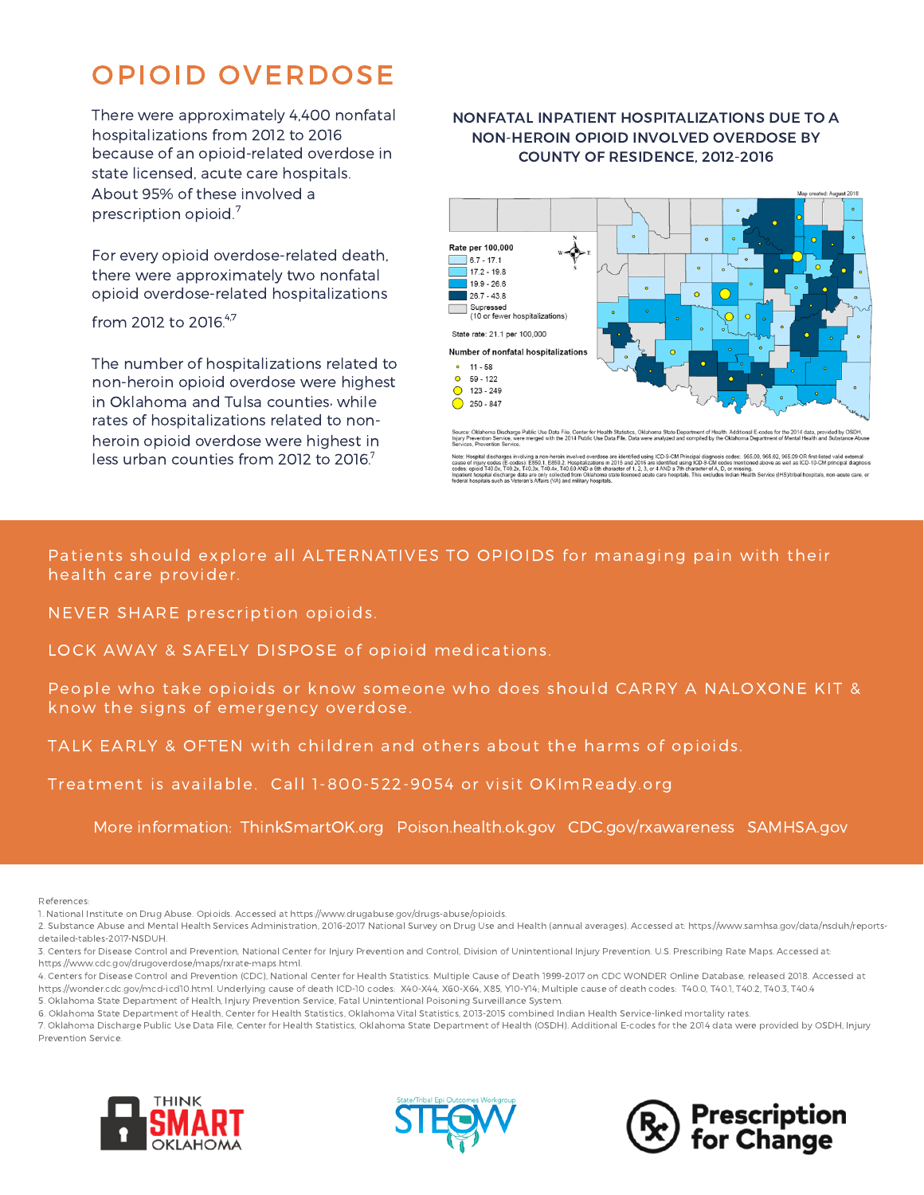# OPIOID OVERDOSE

There were approximately 4,400 nonfatal hospitalizations from 2012 to 2016 because of an opioid-related overdose in state licensed, acute care hospitals. About 95% of these involved a prescription opioid.[7]

For every opioid overdose-related death, there were approximately two nonfatal opioid overdose-related hospitalizations from 2012 to 2016.[4,7]

The number of hospitalizations related to non-heroin opioid overdose were highest in Oklahoma and Tulsa counties, while rates of hospitalizations related to non-heroin opioid overdose were highest in less urban counties from 2012 to 2016.[7]

### NONFATAL INPATIENT HOSPITALIZATIONS DUE TO A NON-HEROIN OPIOID INVOLVED OVERDOSE BY COUNTY OF RESIDENCE, 2012-2016

Map created: August 2018

Rate per 100,000

6.7 - 17.1

17.2 - 19.8

19.9 - 26.6

26.7 - 43.8

Supressed (10 or fewer hospitalizations)

State rate: 21.1 per 100,000

Number of nonfatal hospitalizations

11 - 58

59 - 122

123 - 249

250 - 847

Source: Oklahoma Discharge Public Use Data File, Center for Health Statistics, Oklahoma State Department of Health. Additional E-codes for the 2014 data, provided by OSDH, Injury Prevention Service, were merged with the 2014 Public Use Data File. Data were analyzed and compiled by the Oklahoma Department of Mental Health and Substance Abuse Services, Prevention Service.

Note: Hospital discharges involving a non-heroin involved overdose are identified using ICD-9-CM Principal diagnosis codes: 965.00, 965.02, 965.09 OR first-listed valid external cause of injury codes (E-codes): E850.1, E850.2. Hospitalizations in 2015 and 2016 are identified using ICD-9-CM codes mentioned above as well as ICD-10-CM principal diagnosis codes: opioid T40.0x, T40.2x, T40.3x, T40.4x, T40.60 AND a 6th character of 1, 2, 3, or 4 AND a 7th character of A, D, or missing. Inpatient hospital discharge data are only collected from Oklahoma state licensed acute care hospitals. This excludes Indian Health Service (IHS)/tribal hospitals, non-acute care, or federal hospitals such as Veteran's Affairs (VA) and military hospitals.

Patients should explore all ALTERNATIVES TO OPIOIDS for managing pain with their health care provider.

NEVER SHARE prescription opioids.

LOCK AWAY & SAFELY DISPOSE of opioid medications.

People who take opioids or know someone who does should CARRY A NALOXONE KIT & know the signs of emergency overdose.

TALK EARLY & OFTEN with children and others about the harms of opioids.

Treatment is available. Call 1-800-522-9054 or visit OKImReady.org

More information: ThinkSmartOK.org Poison.health.ok.gov CDC.gov/rxawareness SAMHSA.gov

References:

1. National Institute on Drug Abuse. Opioids. Accessed at https://www.drugabuse.gov/drugs-abuse/opioids.
2. Substance Abuse and Mental Health Services Administration, 2016-2017 National Survey on Drug Use and Health (annual averages). Accessed at: https://www.samhsa.gov/data/nsduh/reports-detailed-tables-2017-NSDUH.
3. Centers for Disease Control and Prevention, National Center for Injury Prevention and Control, Division of Unintentional Injury Prevention. U.S. Prescribing Rate Maps. Accessed at: https://www.cdc.gov/drugoverdose/maps/rxrate-maps.html.
4. Centers for Disease Control and Prevention (CDC), National Center for Health Statistics. Multiple Cause of Death 1999-2017 on CDC WONDER Online Database, released 2018. Accessed at https://wonder.cdc.gov/mcd-icd10.html. Underlying cause of death ICD-10 codes: X40-X44, X60-X64, X85, Y10-Y14; Multiple cause of death codes: T40.0, T40.1, T40.2, T40.3, T40.4
5. Oklahoma State Department of Health, Injury Prevention Service, Fatal Unintentional Poisoning Surveillance System.
6. Oklahoma State Department of Health, Center for Health Statistics, Oklahoma Vital Statistics, 2013-2015 combined Indian Health Service-linked mortality rates.
7. Oklahoma Discharge Public Use Data File, Center for Health Statistics, Oklahoma State Department of Health (OSDH). Additional E-codes for the 2014 data were provided by OSDH, Injury Prevention Service.

THINK SMART OKLAHOMA

State/Tribal Epi Outcomes Workgroup STEOW

Prescription for Change